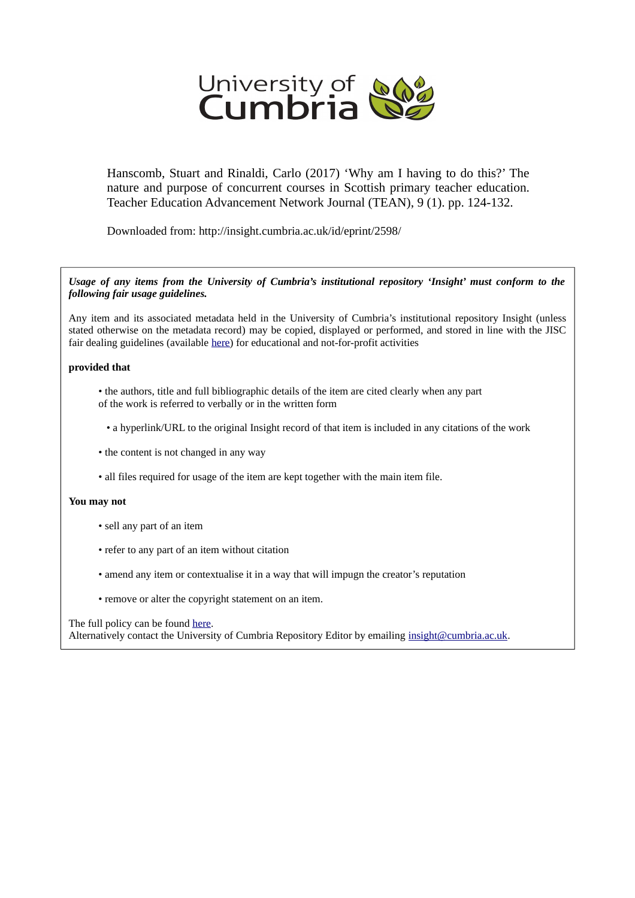University of Cumbria

Hanscomb, Stuart and Rinaldi, Carlo (2017) 'Why am I having to do this?' The nature and purpose of concurrent courses in Scottish primary teacher education. Teacher Education Advancement Network Journal (TEAN), 9 (1). pp. 124-132.

Downloaded from: http://insight.cumbria.ac.uk/id/eprint/2598/

***Usage of any items from the University of Cumbria's institutional repository 'Insight' must conform to the following fair usage guidelines.***

Any item and its associated metadata held in the University of Cumbria's institutional repository Insight (unless stated otherwise on the metadata record) may be copied, displayed or performed, and stored in line with the JISC fair dealing guidelines (available here) for educational and not-for-profit activities

**provided that**

- the authors, title and full bibliographic details of the item are cited clearly when any part of the work is referred to verbally or in the written form
- a hyperlink/URL to the original Insight record of that item is included in any citations of the work
- the content is not changed in any way
- all files required for usage of the item are kept together with the main item file.

**You may not**

- sell any part of an item
- refer to any part of an item without citation
- amend any item or contextualise it in a way that will impugn the creator's reputation
- remove or alter the copyright statement on an item.

The full policy can be found here.
Alternatively contact the University of Cumbria Repository Editor by emailing insight@cumbria.ac.uk.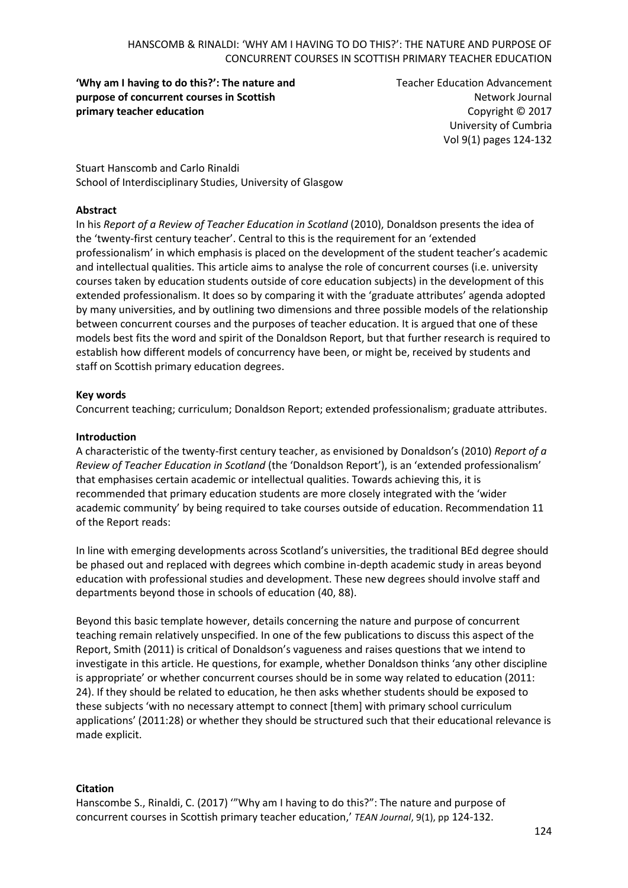**'Why am I having to do this?': The nature and purpose of concurrent courses in Scottish primary teacher education**

Teacher Education Advancement Network Journal
Copyright © 2017
University of Cumbria
Vol 9(1) pages 124-132

Stuart Hanscomb and Carlo Rinaldi
School of Interdisciplinary Studies, University of Glasgow

**Abstract**

In his *Report of a Review of Teacher Education in Scotland* (2010), Donaldson presents the idea of the 'twenty-first century teacher'. Central to this is the requirement for an 'extended professionalism' in which emphasis is placed on the development of the student teacher's academic and intellectual qualities. This article aims to analyse the role of concurrent courses (i.e. university courses taken by education students outside of core education subjects) in the development of this extended professionalism. It does so by comparing it with the 'graduate attributes' agenda adopted by many universities, and by outlining two dimensions and three possible models of the relationship between concurrent courses and the purposes of teacher education. It is argued that one of these models best fits the word and spirit of the Donaldson Report, but that further research is required to establish how different models of concurrency have been, or might be, received by students and staff on Scottish primary education degrees.

**Key words**

Concurrent teaching; curriculum; Donaldson Report; extended professionalism; graduate attributes.

**Introduction**

A characteristic of the twenty-first century teacher, as envisioned by Donaldson's (2010) *Report of a Review of Teacher Education in Scotland* (the 'Donaldson Report'), is an 'extended professionalism' that emphasises certain academic or intellectual qualities. Towards achieving this, it is recommended that primary education students are more closely integrated with the 'wider academic community' by being required to take courses outside of education. Recommendation 11 of the Report reads:

In line with emerging developments across Scotland's universities, the traditional BEd degree should be phased out and replaced with degrees which combine in-depth academic study in areas beyond education with professional studies and development. These new degrees should involve staff and departments beyond those in schools of education (40, 88).

Beyond this basic template however, details concerning the nature and purpose of concurrent teaching remain relatively unspecified. In one of the few publications to discuss this aspect of the Report, Smith (2011) is critical of Donaldson's vagueness and raises questions that we intend to investigate in this article. He questions, for example, whether Donaldson thinks 'any other discipline is appropriate' or whether concurrent courses should be in some way related to education (2011: 24). If they should be related to education, he then asks whether students should be exposed to these subjects 'with no necessary attempt to connect [them] with primary school curriculum applications' (2011:28) or whether they should be structured such that their educational relevance is made explicit.

**Citation**

Hanscombe S., Rinaldi, C. (2017) '"Why am I having to do this?": The nature and purpose of concurrent courses in Scottish primary teacher education,' *TEAN Journal*, 9(1), pp 124-132.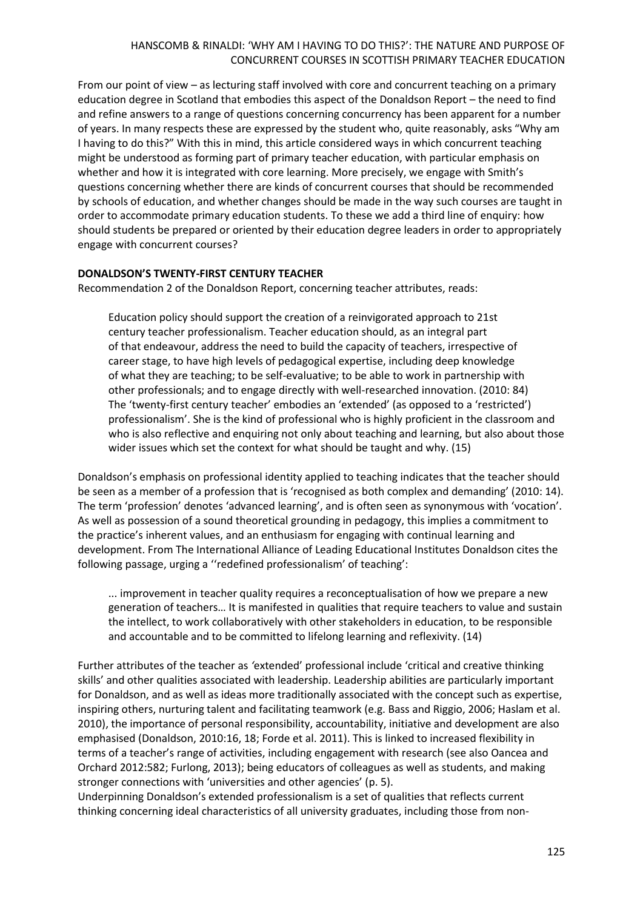From our point of view – as lecturing staff involved with core and concurrent teaching on a primary education degree in Scotland that embodies this aspect of the Donaldson Report – the need to find and refine answers to a range of questions concerning concurrency has been apparent for a number of years. In many respects these are expressed by the student who, quite reasonably, asks "Why am I having to do this?" With this in mind, this article considered ways in which concurrent teaching might be understood as forming part of primary teacher education, with particular emphasis on whether and how it is integrated with core learning. More precisely, we engage with Smith's questions concerning whether there are kinds of concurrent courses that should be recommended by schools of education, and whether changes should be made in the way such courses are taught in order to accommodate primary education students. To these we add a third line of enquiry: how should students be prepared or oriented by their education degree leaders in order to appropriately engage with concurrent courses?

## DONALDSON'S TWENTY-FIRST CENTURY TEACHER

Recommendation 2 of the Donaldson Report, concerning teacher attributes, reads:

> Education policy should support the creation of a reinvigorated approach to 21st century teacher professionalism. Teacher education should, as an integral part of that endeavour, address the need to build the capacity of teachers, irrespective of career stage, to have high levels of pedagogical expertise, including deep knowledge of what they are teaching; to be self-evaluative; to be able to work in partnership with other professionals; and to engage directly with well-researched innovation. (2010: 84)
> The 'twenty-first century teacher' embodies an 'extended' (as opposed to a 'restricted') professionalism'. She is the kind of professional who is highly proficient in the classroom and who is also reflective and enquiring not only about teaching and learning, but also about those wider issues which set the context for what should be taught and why. (15)

Donaldson's emphasis on professional identity applied to teaching indicates that the teacher should be seen as a member of a profession that is 'recognised as both complex and demanding' (2010: 14). The term 'profession' denotes 'advanced learning', and is often seen as synonymous with 'vocation'. As well as possession of a sound theoretical grounding in pedagogy, this implies a commitment to the practice's inherent values, and an enthusiasm for engaging with continual learning and development. From The International Alliance of Leading Educational Institutes Donaldson cites the following passage, urging a ''redefined professionalism' of teaching':

> ... improvement in teacher quality requires a reconceptualisation of how we prepare a new generation of teachers… It is manifested in qualities that require teachers to value and sustain the intellect, to work collaboratively with other stakeholders in education, to be responsible and accountable and to be committed to lifelong learning and reflexivity. (14)

Further attributes of the teacher as *'*extended' professional include 'critical and creative thinking skills' and other qualities associated with leadership. Leadership abilities are particularly important for Donaldson, and as well as ideas more traditionally associated with the concept such as expertise, inspiring others, nurturing talent and facilitating teamwork (e.g. Bass and Riggio, 2006; Haslam et al. 2010), the importance of personal responsibility, accountability, initiative and development are also emphasised (Donaldson, 2010:16, 18; Forde et al. 2011). This is linked to increased flexibility in terms of a teacher's range of activities, including engagement with research (see also Oancea and Orchard 2012:582; Furlong, 2013); being educators of colleagues as well as students, and making stronger connections with 'universities and other agencies' (p. 5).

Underpinning Donaldson's extended professionalism is a set of qualities that reflects current thinking concerning ideal characteristics of all university graduates, including those from non-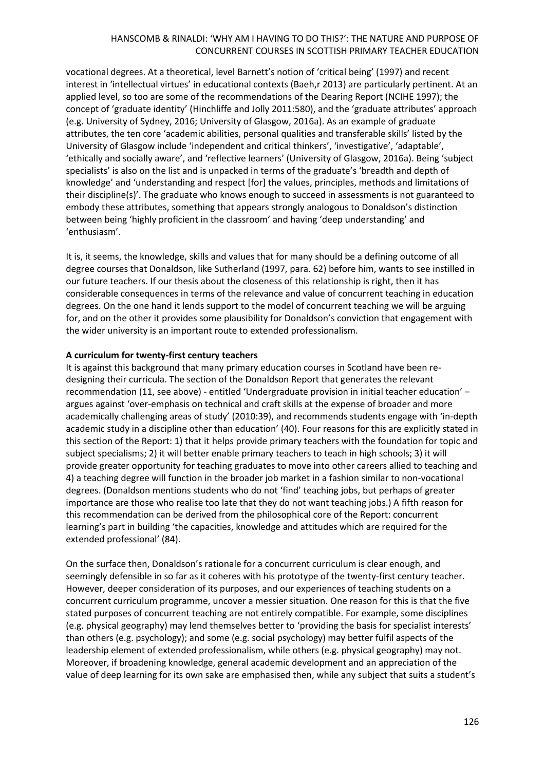vocational degrees. At a theoretical, level Barnett's notion of 'critical being' (1997) and recent interest in 'intellectual virtues' in educational contexts (Baeh,r 2013) are particularly pertinent. At an applied level, so too are some of the recommendations of the Dearing Report (NCIHE 1997); the concept of 'graduate identity' (Hinchliffe and Jolly 2011:580), and the 'graduate attributes' approach (e.g. University of Sydney, 2016; University of Glasgow, 2016a). As an example of graduate attributes, the ten core 'academic abilities, personal qualities and transferable skills' listed by the University of Glasgow include 'independent and critical thinkers', 'investigative', 'adaptable', 'ethically and socially aware', and 'reflective learners' (University of Glasgow, 2016a). Being 'subject specialists' is also on the list and is unpacked in terms of the graduate's 'breadth and depth of knowledge' and 'understanding and respect [for] the values, principles, methods and limitations of their discipline(s)'. The graduate who knows enough to succeed in assessments is not guaranteed to embody these attributes, something that appears strongly analogous to Donaldson's distinction between being 'highly proficient in the classroom' and having 'deep understanding' and 'enthusiasm'.

It is, it seems, the knowledge, skills and values that for many should be a defining outcome of all degree courses that Donaldson, like Sutherland (1997, para. 62) before him, wants to see instilled in our future teachers. If our thesis about the closeness of this relationship is right, then it has considerable consequences in terms of the relevance and value of concurrent teaching in education degrees. On the one hand it lends support to the model of concurrent teaching we will be arguing for, and on the other it provides some plausibility for Donaldson's conviction that engagement with the wider university is an important route to extended professionalism.

**A curriculum for twenty-first century teachers**

It is against this background that many primary education courses in Scotland have been re-designing their curricula. The section of the Donaldson Report that generates the relevant recommendation (11, see above) - entitled 'Undergraduate provision in initial teacher education' – argues against 'over-emphasis on technical and craft skills at the expense of broader and more academically challenging areas of study' (2010:39), and recommends students engage with 'in-depth academic study in a discipline other than education' (40). Four reasons for this are explicitly stated in this section of the Report: 1) that it helps provide primary teachers with the foundation for topic and subject specialisms; 2) it will better enable primary teachers to teach in high schools; 3) it will provide greater opportunity for teaching graduates to move into other careers allied to teaching and 4) a teaching degree will function in the broader job market in a fashion similar to non-vocational degrees. (Donaldson mentions students who do not 'find' teaching jobs, but perhaps of greater importance are those who realise too late that they do not want teaching jobs.) A fifth reason for this recommendation can be derived from the philosophical core of the Report: concurrent learning's part in building 'the capacities, knowledge and attitudes which are required for the extended professional' (84).

On the surface then, Donaldson's rationale for a concurrent curriculum is clear enough, and seemingly defensible in so far as it coheres with his prototype of the twenty-first century teacher. However, deeper consideration of its purposes, and our experiences of teaching students on a concurrent curriculum programme, uncover a messier situation. One reason for this is that the five stated purposes of concurrent teaching are not entirely compatible. For example, some disciplines (e.g. physical geography) may lend themselves better to 'providing the basis for specialist interests' than others (e.g. psychology); and some (e.g. social psychology) may better fulfil aspects of the leadership element of extended professionalism, while others (e.g. physical geography) may not. Moreover, if broadening knowledge, general academic development and an appreciation of the value of deep learning for its own sake are emphasised then, while any subject that suits a student's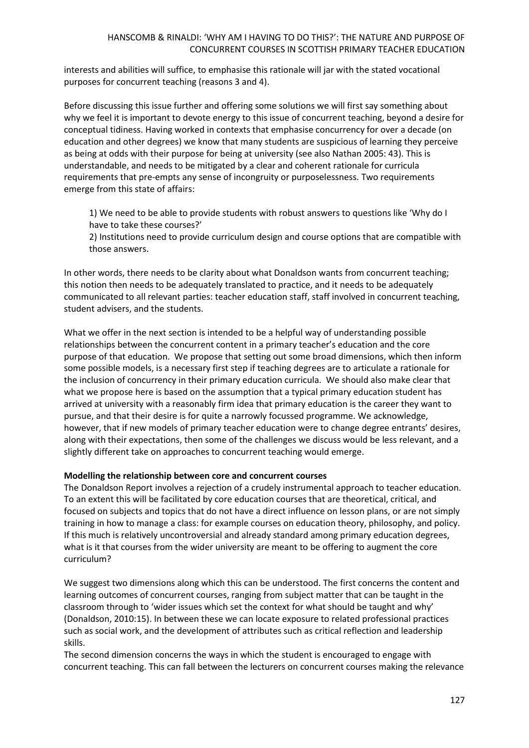interests and abilities will suffice, to emphasise this rationale will jar with the stated vocational purposes for concurrent teaching (reasons 3 and 4).

Before discussing this issue further and offering some solutions we will first say something about why we feel it is important to devote energy to this issue of concurrent teaching, beyond a desire for conceptual tidiness. Having worked in contexts that emphasise concurrency for over a decade (on education and other degrees) we know that many students are suspicious of learning they perceive as being at odds with their purpose for being at university (see also Nathan 2005: 43). This is understandable, and needs to be mitigated by a clear and coherent rationale for curricula requirements that pre-empts any sense of incongruity or purposelessness. Two requirements emerge from this state of affairs:

> 1) We need to be able to provide students with robust answers to questions like 'Why do I have to take these courses?'
>
> 2) Institutions need to provide curriculum design and course options that are compatible with those answers.

In other words, there needs to be clarity about what Donaldson wants from concurrent teaching; this notion then needs to be adequately translated to practice, and it needs to be adequately communicated to all relevant parties: teacher education staff, staff involved in concurrent teaching, student advisers, and the students.

What we offer in the next section is intended to be a helpful way of understanding possible relationships between the concurrent content in a primary teacher's education and the core purpose of that education. We propose that setting out some broad dimensions, which then inform some possible models, is a necessary first step if teaching degrees are to articulate a rationale for the inclusion of concurrency in their primary education curricula. We should also make clear that what we propose here is based on the assumption that a typical primary education student has arrived at university with a reasonably firm idea that primary education is the career they want to pursue, and that their desire is for quite a narrowly focussed programme. We acknowledge, however, that if new models of primary teacher education were to change degree entrants' desires, along with their expectations, then some of the challenges we discuss would be less relevant, and a slightly different take on approaches to concurrent teaching would emerge.

**Modelling the relationship between core and concurrent courses**

The Donaldson Report involves a rejection of a crudely instrumental approach to teacher education. To an extent this will be facilitated by core education courses that are theoretical, critical, and focused on subjects and topics that do not have a direct influence on lesson plans, or are not simply training in how to manage a class: for example courses on education theory, philosophy, and policy. If this much is relatively uncontroversial and already standard among primary education degrees, what is it that courses from the wider university are meant to be offering to augment the core curriculum?

We suggest two dimensions along which this can be understood. The first concerns the content and learning outcomes of concurrent courses, ranging from subject matter that can be taught in the classroom through to 'wider issues which set the context for what should be taught and why' (Donaldson, 2010:15). In between these we can locate exposure to related professional practices such as social work, and the development of attributes such as critical reflection and leadership skills.

The second dimension concerns the ways in which the student is encouraged to engage with concurrent teaching. This can fall between the lecturers on concurrent courses making the relevance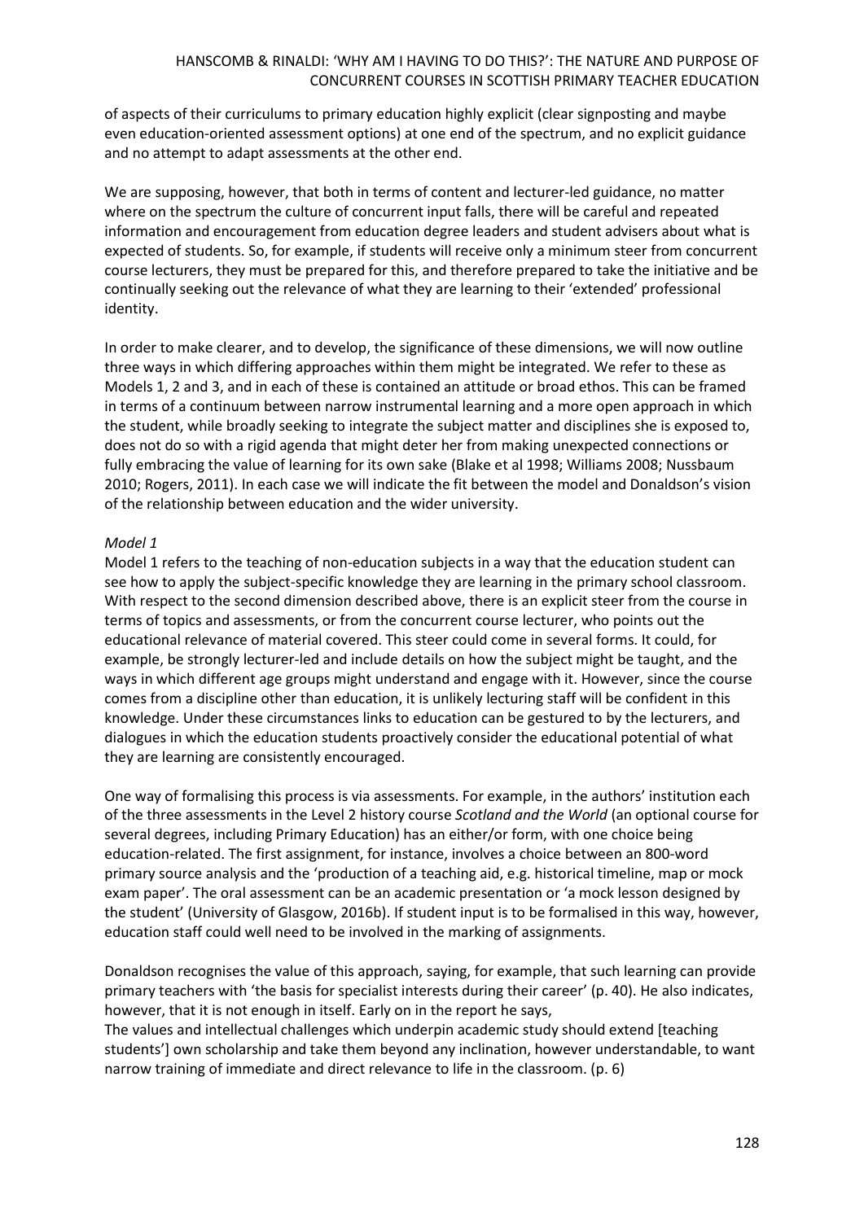of aspects of their curriculums to primary education highly explicit (clear signposting and maybe even education-oriented assessment options) at one end of the spectrum, and no explicit guidance and no attempt to adapt assessments at the other end.

We are supposing, however, that both in terms of content and lecturer-led guidance, no matter where on the spectrum the culture of concurrent input falls, there will be careful and repeated information and encouragement from education degree leaders and student advisers about what is expected of students. So, for example, if students will receive only a minimum steer from concurrent course lecturers, they must be prepared for this, and therefore prepared to take the initiative and be continually seeking out the relevance of what they are learning to their 'extended' professional identity.

In order to make clearer, and to develop, the significance of these dimensions, we will now outline three ways in which differing approaches within them might be integrated. We refer to these as Models 1, 2 and 3, and in each of these is contained an attitude or broad ethos. This can be framed in terms of a continuum between narrow instrumental learning and a more open approach in which the student, while broadly seeking to integrate the subject matter and disciplines she is exposed to, does not do so with a rigid agenda that might deter her from making unexpected connections or fully embracing the value of learning for its own sake (Blake et al 1998; Williams 2008; Nussbaum 2010; Rogers, 2011). In each case we will indicate the fit between the model and Donaldson's vision of the relationship between education and the wider university.

*Model 1*

Model 1 refers to the teaching of non-education subjects in a way that the education student can see how to apply the subject-specific knowledge they are learning in the primary school classroom. With respect to the second dimension described above, there is an explicit steer from the course in terms of topics and assessments, or from the concurrent course lecturer, who points out the educational relevance of material covered. This steer could come in several forms. It could, for example, be strongly lecturer-led and include details on how the subject might be taught, and the ways in which different age groups might understand and engage with it. However, since the course comes from a discipline other than education, it is unlikely lecturing staff will be confident in this knowledge. Under these circumstances links to education can be gestured to by the lecturers, and dialogues in which the education students proactively consider the educational potential of what they are learning are consistently encouraged.

One way of formalising this process is via assessments. For example, in the authors' institution each of the three assessments in the Level 2 history course *Scotland and the World* (an optional course for several degrees, including Primary Education) has an either/or form, with one choice being education-related. The first assignment, for instance, involves a choice between an 800-word primary source analysis and the 'production of a teaching aid, e.g. historical timeline, map or mock exam paper'. The oral assessment can be an academic presentation or 'a mock lesson designed by the student' (University of Glasgow, 2016b). If student input is to be formalised in this way, however, education staff could well need to be involved in the marking of assignments.

Donaldson recognises the value of this approach, saying, for example, that such learning can provide primary teachers with 'the basis for specialist interests during their career' (p. 40). He also indicates, however, that it is not enough in itself. Early on in the report he says,

The values and intellectual challenges which underpin academic study should extend [teaching students'] own scholarship and take them beyond any inclination, however understandable, to want narrow training of immediate and direct relevance to life in the classroom. (p. 6)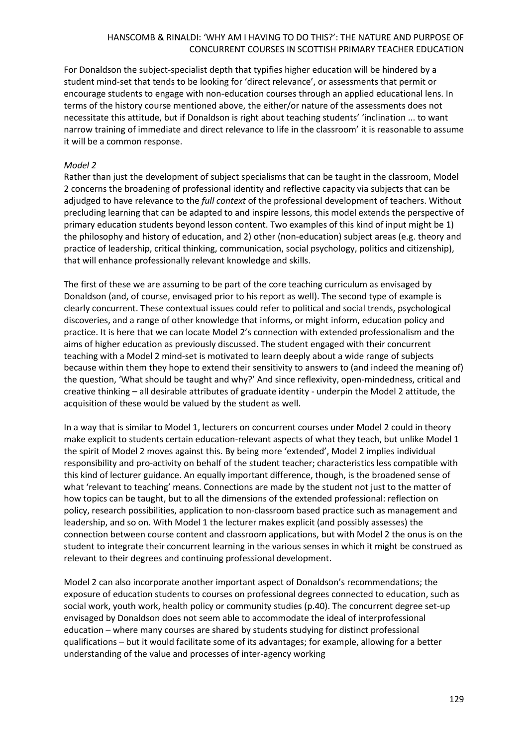For Donaldson the subject-specialist depth that typifies higher education will be hindered by a student mind-set that tends to be looking for 'direct relevance', or assessments that permit or encourage students to engage with non-education courses through an applied educational lens. In terms of the history course mentioned above, the either/or nature of the assessments does not necessitate this attitude, but if Donaldson is right about teaching students' 'inclination ... to want narrow training of immediate and direct relevance to life in the classroom' it is reasonable to assume it will be a common response.

*Model 2*

Rather than just the development of subject specialisms that can be taught in the classroom, Model 2 concerns the broadening of professional identity and reflective capacity via subjects that can be adjudged to have relevance to the *full context* of the professional development of teachers. Without precluding learning that can be adapted to and inspire lessons, this model extends the perspective of primary education students beyond lesson content. Two examples of this kind of input might be 1) the philosophy and history of education, and 2) other (non-education) subject areas (e.g. theory and practice of leadership, critical thinking, communication, social psychology, politics and citizenship), that will enhance professionally relevant knowledge and skills.

The first of these we are assuming to be part of the core teaching curriculum as envisaged by Donaldson (and, of course, envisaged prior to his report as well). The second type of example is clearly concurrent. These contextual issues could refer to political and social trends, psychological discoveries, and a range of other knowledge that informs, or might inform, education policy and practice. It is here that we can locate Model 2's connection with extended professionalism and the aims of higher education as previously discussed. The student engaged with their concurrent teaching with a Model 2 mind-set is motivated to learn deeply about a wide range of subjects because within them they hope to extend their sensitivity to answers to (and indeed the meaning of) the question, 'What should be taught and why?' And since reflexivity, open-mindedness, critical and creative thinking – all desirable attributes of graduate identity - underpin the Model 2 attitude, the acquisition of these would be valued by the student as well.

In a way that is similar to Model 1, lecturers on concurrent courses under Model 2 could in theory make explicit to students certain education-relevant aspects of what they teach, but unlike Model 1 the spirit of Model 2 moves against this. By being more 'extended', Model 2 implies individual responsibility and pro-activity on behalf of the student teacher; characteristics less compatible with this kind of lecturer guidance. An equally important difference, though, is the broadened sense of what 'relevant to teaching' means. Connections are made by the student not just to the matter of how topics can be taught, but to all the dimensions of the extended professional: reflection on policy, research possibilities, application to non-classroom based practice such as management and leadership, and so on. With Model 1 the lecturer makes explicit (and possibly assesses) the connection between course content and classroom applications, but with Model 2 the onus is on the student to integrate their concurrent learning in the various senses in which it might be construed as relevant to their degrees and continuing professional development.

Model 2 can also incorporate another important aspect of Donaldson's recommendations; the exposure of education students to courses on professional degrees connected to education, such as social work, youth work, health policy or community studies (p.40). The concurrent degree set-up envisaged by Donaldson does not seem able to accommodate the ideal of interprofessional education – where many courses are shared by students studying for distinct professional qualifications – but it would facilitate some of its advantages; for example, allowing for a better understanding of the value and processes of inter-agency working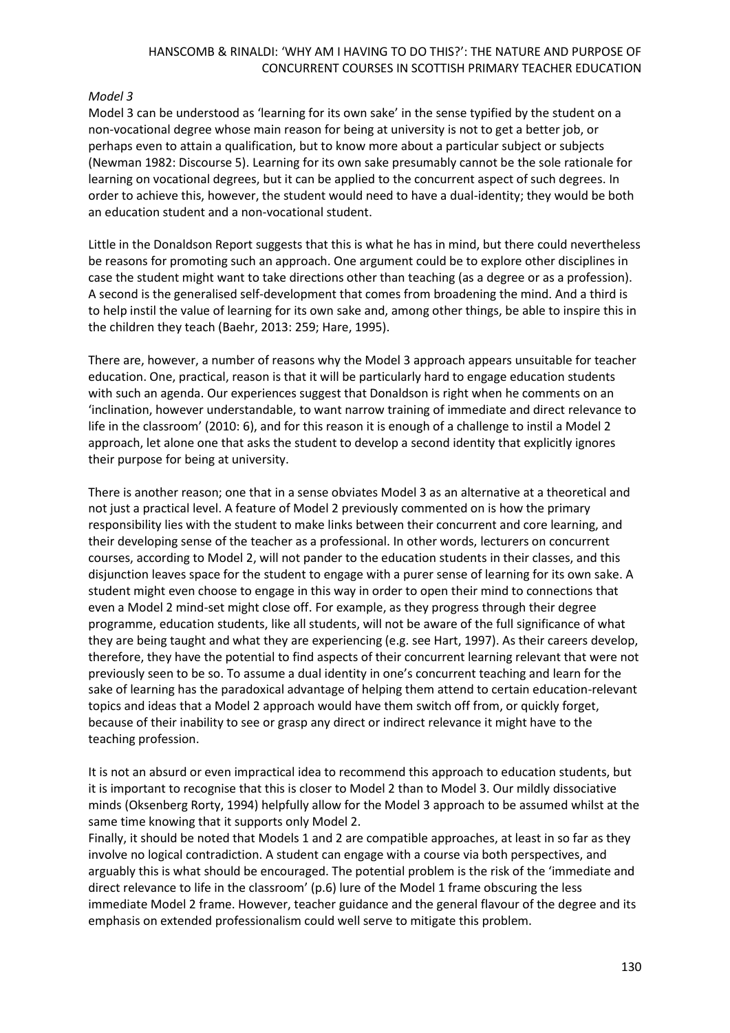*Model 3*

Model 3 can be understood as 'learning for its own sake' in the sense typified by the student on a non-vocational degree whose main reason for being at university is not to get a better job, or perhaps even to attain a qualification, but to know more about a particular subject or subjects (Newman 1982: Discourse 5). Learning for its own sake presumably cannot be the sole rationale for learning on vocational degrees, but it can be applied to the concurrent aspect of such degrees. In order to achieve this, however, the student would need to have a dual-identity; they would be both an education student and a non-vocational student.

Little in the Donaldson Report suggests that this is what he has in mind, but there could nevertheless be reasons for promoting such an approach. One argument could be to explore other disciplines in case the student might want to take directions other than teaching (as a degree or as a profession). A second is the generalised self-development that comes from broadening the mind. And a third is to help instil the value of learning for its own sake and, among other things, be able to inspire this in the children they teach (Baehr, 2013: 259; Hare, 1995).

There are, however, a number of reasons why the Model 3 approach appears unsuitable for teacher education. One, practical, reason is that it will be particularly hard to engage education students with such an agenda. Our experiences suggest that Donaldson is right when he comments on an 'inclination, however understandable, to want narrow training of immediate and direct relevance to life in the classroom' (2010: 6), and for this reason it is enough of a challenge to instil a Model 2 approach, let alone one that asks the student to develop a second identity that explicitly ignores their purpose for being at university.

There is another reason; one that in a sense obviates Model 3 as an alternative at a theoretical and not just a practical level. A feature of Model 2 previously commented on is how the primary responsibility lies with the student to make links between their concurrent and core learning, and their developing sense of the teacher as a professional. In other words, lecturers on concurrent courses, according to Model 2, will not pander to the education students in their classes, and this disjunction leaves space for the student to engage with a purer sense of learning for its own sake. A student might even choose to engage in this way in order to open their mind to connections that even a Model 2 mind-set might close off. For example, as they progress through their degree programme, education students, like all students, will not be aware of the full significance of what they are being taught and what they are experiencing (e.g. see Hart, 1997). As their careers develop, therefore, they have the potential to find aspects of their concurrent learning relevant that were not previously seen to be so. To assume a dual identity in one's concurrent teaching and learn for the sake of learning has the paradoxical advantage of helping them attend to certain education-relevant topics and ideas that a Model 2 approach would have them switch off from, or quickly forget, because of their inability to see or grasp any direct or indirect relevance it might have to the teaching profession.

It is not an absurd or even impractical idea to recommend this approach to education students, but it is important to recognise that this is closer to Model 2 than to Model 3. Our mildly dissociative minds (Oksenberg Rorty, 1994) helpfully allow for the Model 3 approach to be assumed whilst at the same time knowing that it supports only Model 2.

Finally, it should be noted that Models 1 and 2 are compatible approaches, at least in so far as they involve no logical contradiction. A student can engage with a course via both perspectives, and arguably this is what should be encouraged. The potential problem is the risk of the 'immediate and direct relevance to life in the classroom' (p.6) lure of the Model 1 frame obscuring the less immediate Model 2 frame. However, teacher guidance and the general flavour of the degree and its emphasis on extended professionalism could well serve to mitigate this problem.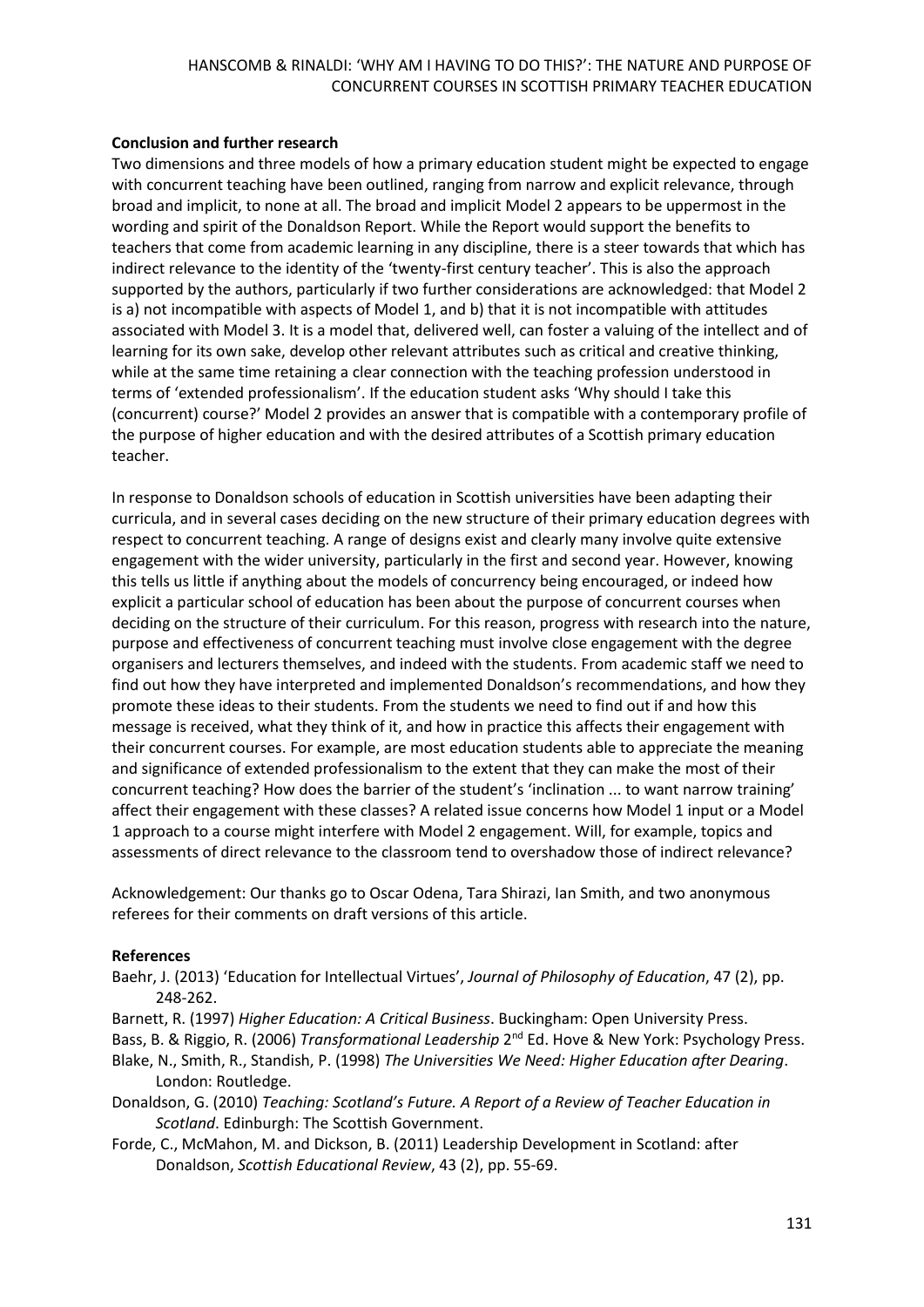**Conclusion and further research**

Two dimensions and three models of how a primary education student might be expected to engage with concurrent teaching have been outlined, ranging from narrow and explicit relevance, through broad and implicit, to none at all. The broad and implicit Model 2 appears to be uppermost in the wording and spirit of the Donaldson Report. While the Report would support the benefits to teachers that come from academic learning in any discipline, there is a steer towards that which has indirect relevance to the identity of the 'twenty-first century teacher'. This is also the approach supported by the authors, particularly if two further considerations are acknowledged: that Model 2 is a) not incompatible with aspects of Model 1, and b) that it is not incompatible with attitudes associated with Model 3. It is a model that, delivered well, can foster a valuing of the intellect and of learning for its own sake, develop other relevant attributes such as critical and creative thinking, while at the same time retaining a clear connection with the teaching profession understood in terms of 'extended professionalism'. If the education student asks 'Why should I take this (concurrent) course?' Model 2 provides an answer that is compatible with a contemporary profile of the purpose of higher education and with the desired attributes of a Scottish primary education teacher.

In response to Donaldson schools of education in Scottish universities have been adapting their curricula, and in several cases deciding on the new structure of their primary education degrees with respect to concurrent teaching. A range of designs exist and clearly many involve quite extensive engagement with the wider university, particularly in the first and second year. However, knowing this tells us little if anything about the models of concurrency being encouraged, or indeed how explicit a particular school of education has been about the purpose of concurrent courses when deciding on the structure of their curriculum. For this reason, progress with research into the nature, purpose and effectiveness of concurrent teaching must involve close engagement with the degree organisers and lecturers themselves, and indeed with the students. From academic staff we need to find out how they have interpreted and implemented Donaldson's recommendations, and how they promote these ideas to their students. From the students we need to find out if and how this message is received, what they think of it, and how in practice this affects their engagement with their concurrent courses. For example, are most education students able to appreciate the meaning and significance of extended professionalism to the extent that they can make the most of their concurrent teaching? How does the barrier of the student's 'inclination ... to want narrow training' affect their engagement with these classes? A related issue concerns how Model 1 input or a Model 1 approach to a course might interfere with Model 2 engagement. Will, for example, topics and assessments of direct relevance to the classroom tend to overshadow those of indirect relevance?

Acknowledgement: Our thanks go to Oscar Odena, Tara Shirazi, Ian Smith, and two anonymous referees for their comments on draft versions of this article.

**References**

Baehr, J. (2013) 'Education for Intellectual Virtues', *Journal of Philosophy of Education*, 47 (2), pp. 248-262.

Barnett, R. (1997) *Higher Education: A Critical Business*. Buckingham: Open University Press.

Bass, B. & Riggio, R. (2006) *Transformational Leadership* 2nd Ed. Hove & New York: Psychology Press.

Blake, N., Smith, R., Standish, P. (1998) *The Universities We Need: Higher Education after Dearing*. London: Routledge.

Donaldson, G. (2010) *Teaching: Scotland's Future. A Report of a Review of Teacher Education in Scotland*. Edinburgh: The Scottish Government.

Forde, C., McMahon, M. and Dickson, B. (2011) Leadership Development in Scotland: after Donaldson, *Scottish Educational Review*, 43 (2), pp. 55-69.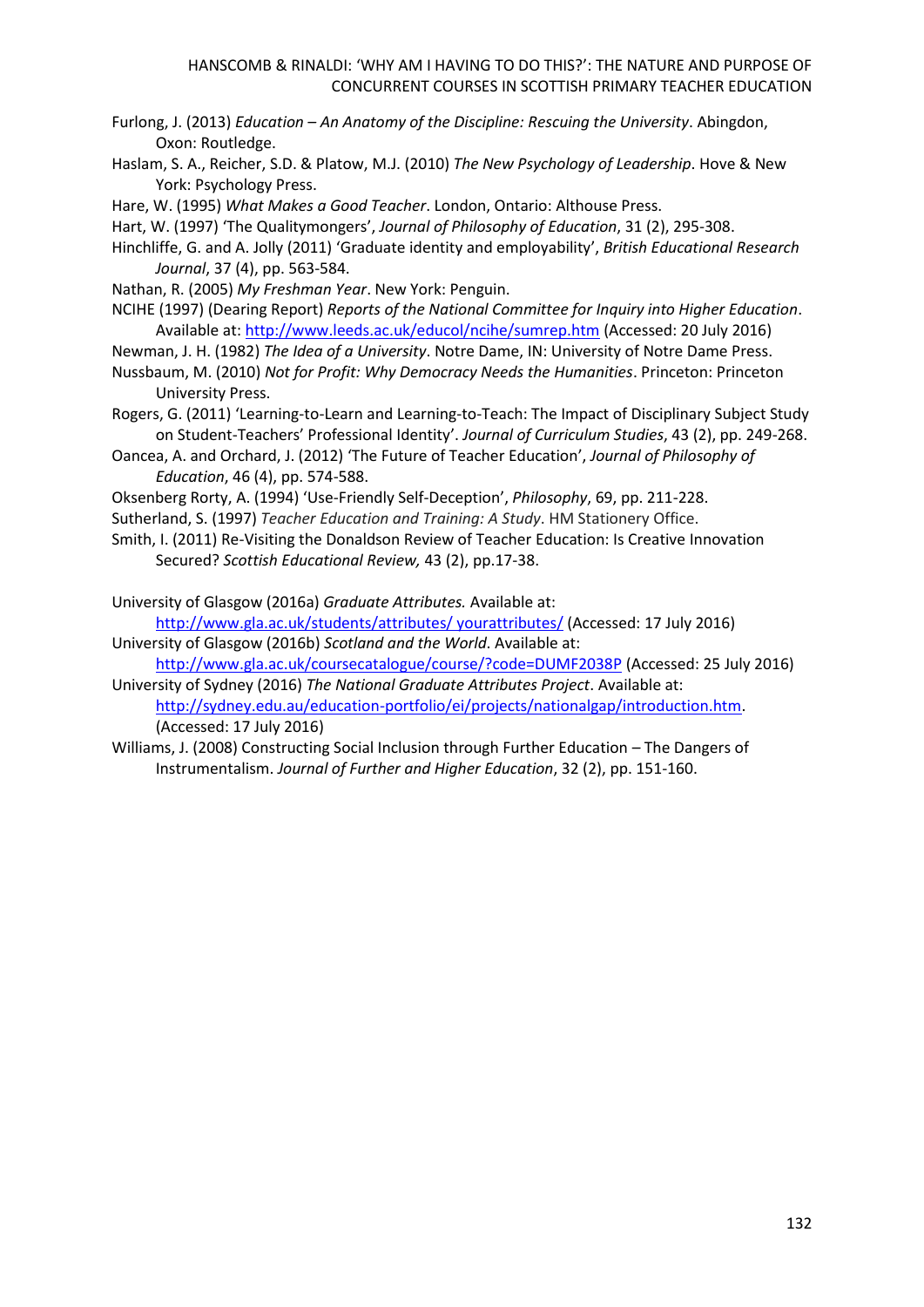Furlong, J. (2013) *Education – An Anatomy of the Discipline: Rescuing the University*. Abingdon, Oxon: Routledge.

Haslam, S. A., Reicher, S.D. & Platow, M.J. (2010) *The New Psychology of Leadership*. Hove & New York: Psychology Press.

Hare, W. (1995) *What Makes a Good Teacher*. London, Ontario: Althouse Press.

Hart, W. (1997) 'The Qualitymongers', *Journal of Philosophy of Education*, 31 (2), 295-308.

Hinchliffe, G. and A. Jolly (2011) 'Graduate identity and employability', *British Educational Research Journal*, 37 (4), pp. 563-584.

Nathan, R. (2005) *My Freshman Year*. New York: Penguin.

NCIHE (1997) (Dearing Report) *Reports of the National Committee for Inquiry into Higher Education*. Available at: http://www.leeds.ac.uk/educol/ncihe/sumrep.htm (Accessed: 20 July 2016)

Newman, J. H. (1982) *The Idea of a University*. Notre Dame, IN: University of Notre Dame Press.

Nussbaum, M. (2010) *Not for Profit: Why Democracy Needs the Humanities*. Princeton: Princeton University Press.

Rogers, G. (2011) 'Learning-to-Learn and Learning-to-Teach: The Impact of Disciplinary Subject Study on Student-Teachers' Professional Identity'. *Journal of Curriculum Studies*, 43 (2), pp. 249-268.

Oancea, A. and Orchard, J. (2012) 'The Future of Teacher Education', *Journal of Philosophy of Education*, 46 (4), pp. 574-588.

Oksenberg Rorty, A. (1994) 'Use-Friendly Self-Deception', *Philosophy*, 69, pp. 211-228.

Sutherland, S. (1997) *Teacher Education and Training: A Study*. HM Stationery Office.

Smith, I. (2011) Re-Visiting the Donaldson Review of Teacher Education: Is Creative Innovation Secured? *Scottish Educational Review,* 43 (2), pp.17-38.

University of Glasgow (2016a) *Graduate Attributes.* Available at: http://www.gla.ac.uk/students/attributes/ yourattributes/ (Accessed: 17 July 2016)

University of Glasgow (2016b) *Scotland and the World*. Available at: http://www.gla.ac.uk/coursecatalogue/course/?code=DUMF2038P (Accessed: 25 July 2016)

University of Sydney (2016) *The National Graduate Attributes Project*. Available at: http://sydney.edu.au/education-portfolio/ei/projects/nationalgap/introduction.htm. (Accessed: 17 July 2016)

Williams, J. (2008) Constructing Social Inclusion through Further Education – The Dangers of Instrumentalism. *Journal of Further and Higher Education*, 32 (2), pp. 151-160.